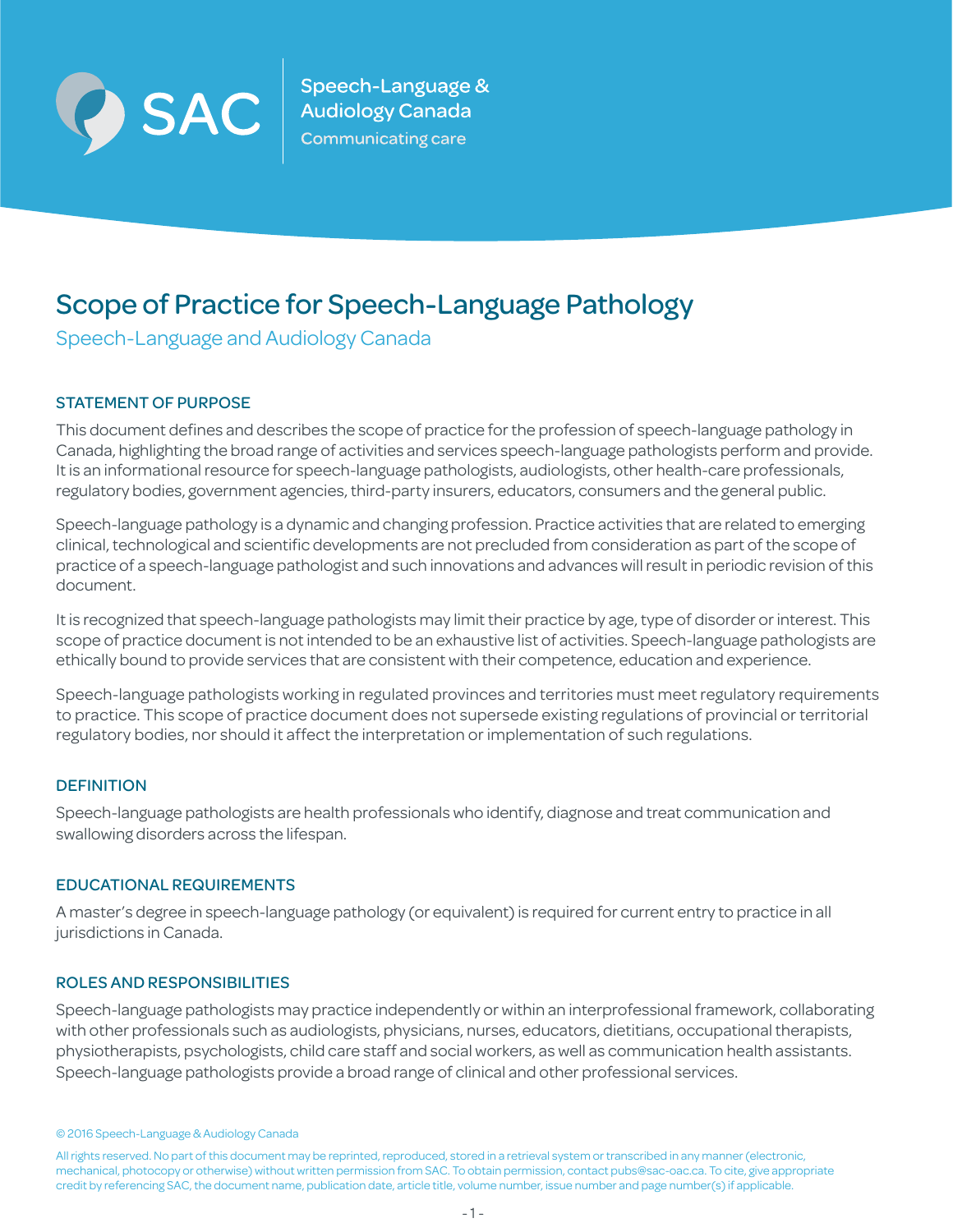SAC Speech-Language & Audiology Canada
Communicating care

# Scope of Practice for Speech-Language Pathology

Speech-Language and Audiology Canada

## STATEMENT OF PURPOSE

This document defines and describes the scope of practice for the profession of speech-language pathology in Canada, highlighting the broad range of activities and services speech-language pathologists perform and provide. It is an informational resource for speech-language pathologists, audiologists, other health-care professionals, regulatory bodies, government agencies, third-party insurers, educators, consumers and the general public.

Speech-language pathology is a dynamic and changing profession. Practice activities that are related to emerging clinical, technological and scientific developments are not precluded from consideration as part of the scope of practice of a speech-language pathologist and such innovations and advances will result in periodic revision of this document.

It is recognized that speech-language pathologists may limit their practice by age, type of disorder or interest. This scope of practice document is not intended to be an exhaustive list of activities. Speech-language pathologists are ethically bound to provide services that are consistent with their competence, education and experience.

Speech-language pathologists working in regulated provinces and territories must meet regulatory requirements to practice. This scope of practice document does not supersede existing regulations of provincial or territorial regulatory bodies, nor should it affect the interpretation or implementation of such regulations.

## DEFINITION

Speech-language pathologists are health professionals who identify, diagnose and treat communication and swallowing disorders across the lifespan.

## EDUCATIONAL REQUIREMENTS

A master's degree in speech-language pathology (or equivalent) is required for current entry to practice in all jurisdictions in Canada.

## ROLES AND RESPONSIBILITIES

Speech-language pathologists may practice independently or within an interprofessional framework, collaborating with other professionals such as audiologists, physicians, nurses, educators, dietitians, occupational therapists, physiotherapists, psychologists, child care staff and social workers, as well as communication health assistants. Speech-language pathologists provide a broad range of clinical and other professional services.

© 2016 Speech-Language & Audiology Canada

All rights reserved. No part of this document may be reprinted, reproduced, stored in a retrieval system or transcribed in any manner (electronic, mechanical, photocopy or otherwise) without written permission from SAC. To obtain permission, contact pubs@sac-oac.ca. To cite, give appropriate credit by referencing SAC, the document name, publication date, article title, volume number, issue number and page number(s) if applicable.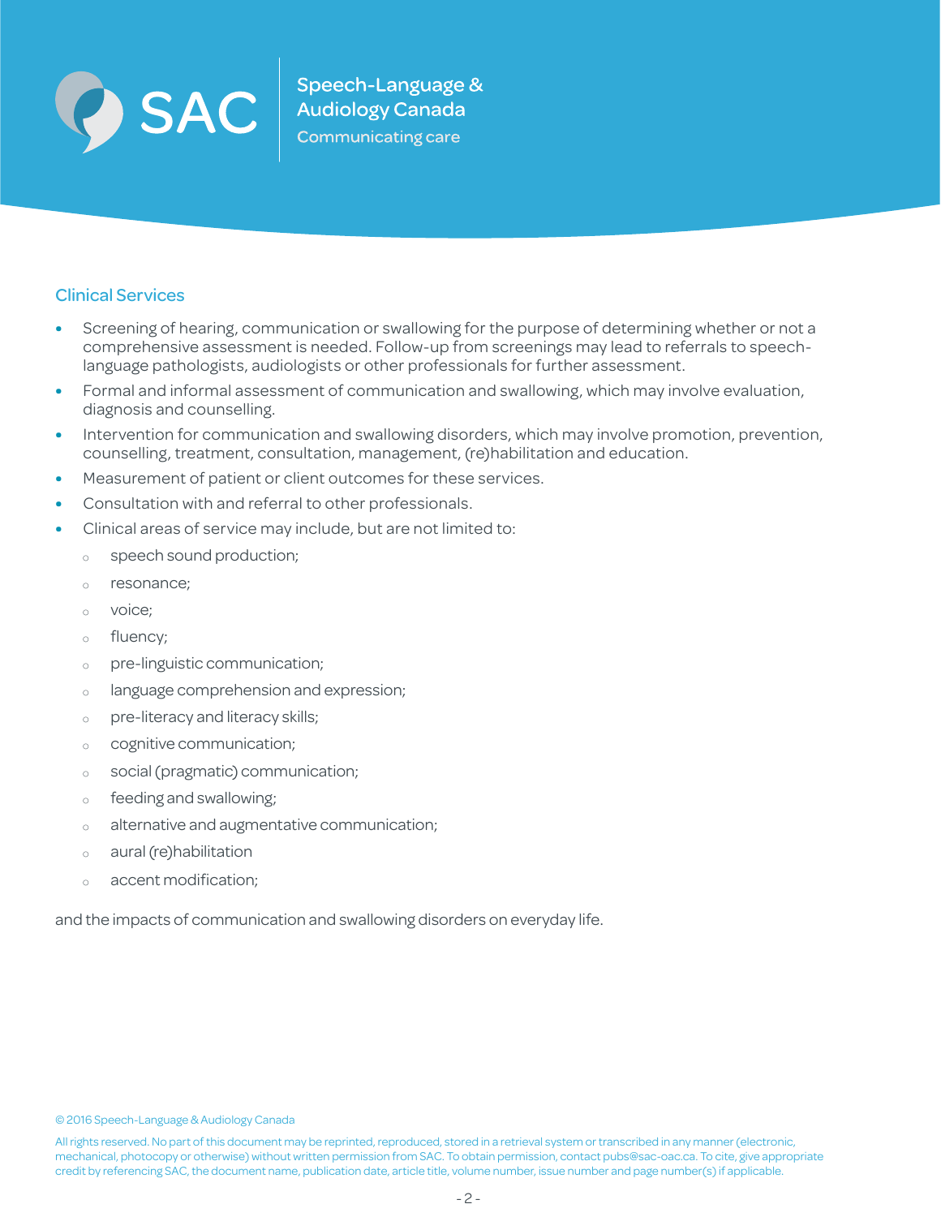## Clinical Services

- Screening of hearing, communication or swallowing for the purpose of determining whether or not a comprehensive assessment is needed. Follow-up from screenings may lead to referrals to speech-language pathologists, audiologists or other professionals for further assessment.
- Formal and informal assessment of communication and swallowing, which may involve evaluation, diagnosis and counselling.
- Intervention for communication and swallowing disorders, which may involve promotion, prevention, counselling, treatment, consultation, management, (re)habilitation and education.
- Measurement of patient or client outcomes for these services.
- Consultation with and referral to other professionals.
- Clinical areas of service may include, but are not limited to:
  - speech sound production;
  - resonance;
  - voice;
  - fluency;
  - pre-linguistic communication;
  - language comprehension and expression;
  - pre-literacy and literacy skills;
  - cognitive communication;
  - social (pragmatic) communication;
  - feeding and swallowing;
  - alternative and augmentative communication;
  - aural (re)habilitation
  - accent modification;

and the impacts of communication and swallowing disorders on everyday life.

© 2016 Speech-Language & Audiology Canada

All rights reserved. No part of this document may be reprinted, reproduced, stored in a retrieval system or transcribed in any manner (electronic, mechanical, photocopy or otherwise) without written permission from SAC. To obtain permission, contact pubs@sac-oac.ca. To cite, give appropriate credit by referencing SAC, the document name, publication date, article title, volume number, issue number and page number(s) if applicable.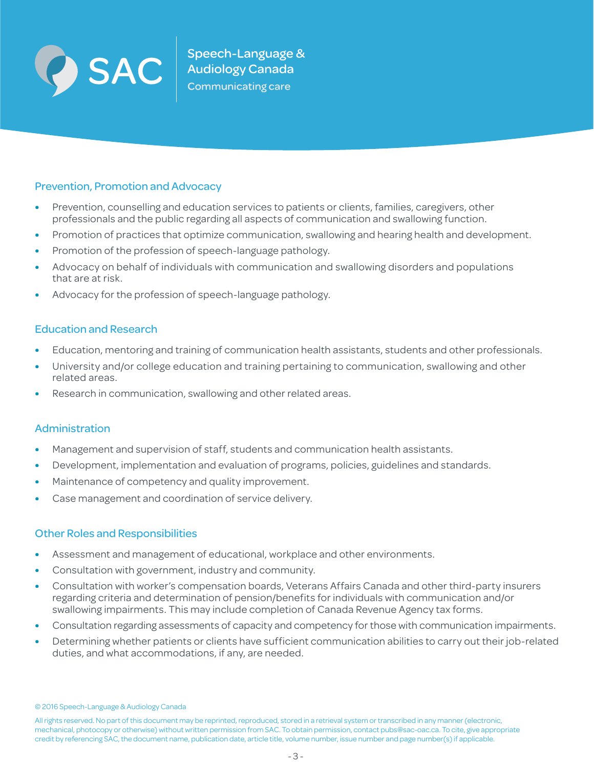## Prevention, Promotion and Advocacy

- Prevention, counselling and education services to patients or clients, families, caregivers, other professionals and the public regarding all aspects of communication and swallowing function.
- Promotion of practices that optimize communication, swallowing and hearing health and development.
- Promotion of the profession of speech-language pathology.
- Advocacy on behalf of individuals with communication and swallowing disorders and populations that are at risk.
- Advocacy for the profession of speech-language pathology.

## Education and Research

- Education, mentoring and training of communication health assistants, students and other professionals.
- University and/or college education and training pertaining to communication, swallowing and other related areas.
- Research in communication, swallowing and other related areas.

## Administration

- Management and supervision of staff, students and communication health assistants.
- Development, implementation and evaluation of programs, policies, guidelines and standards.
- Maintenance of competency and quality improvement.
- Case management and coordination of service delivery.

## Other Roles and Responsibilities

- Assessment and management of educational, workplace and other environments.
- Consultation with government, industry and community.
- Consultation with worker's compensation boards, Veterans Affairs Canada and other third-party insurers regarding criteria and determination of pension/benefits for individuals with communication and/or swallowing impairments. This may include completion of Canada Revenue Agency tax forms.
- Consultation regarding assessments of capacity and competency for those with communication impairments.
- Determining whether patients or clients have sufficient communication abilities to carry out their job-related duties, and what accommodations, if any, are needed.

© 2016 Speech-Language & Audiology Canada

All rights reserved. No part of this document may be reprinted, reproduced, stored in a retrieval system or transcribed in any manner (electronic, mechanical, photocopy or otherwise) without written permission from SAC. To obtain permission, contact pubs@sac-oac.ca. To cite, give appropriate credit by referencing SAC, the document name, publication date, article title, volume number, issue number and page number(s) if applicable.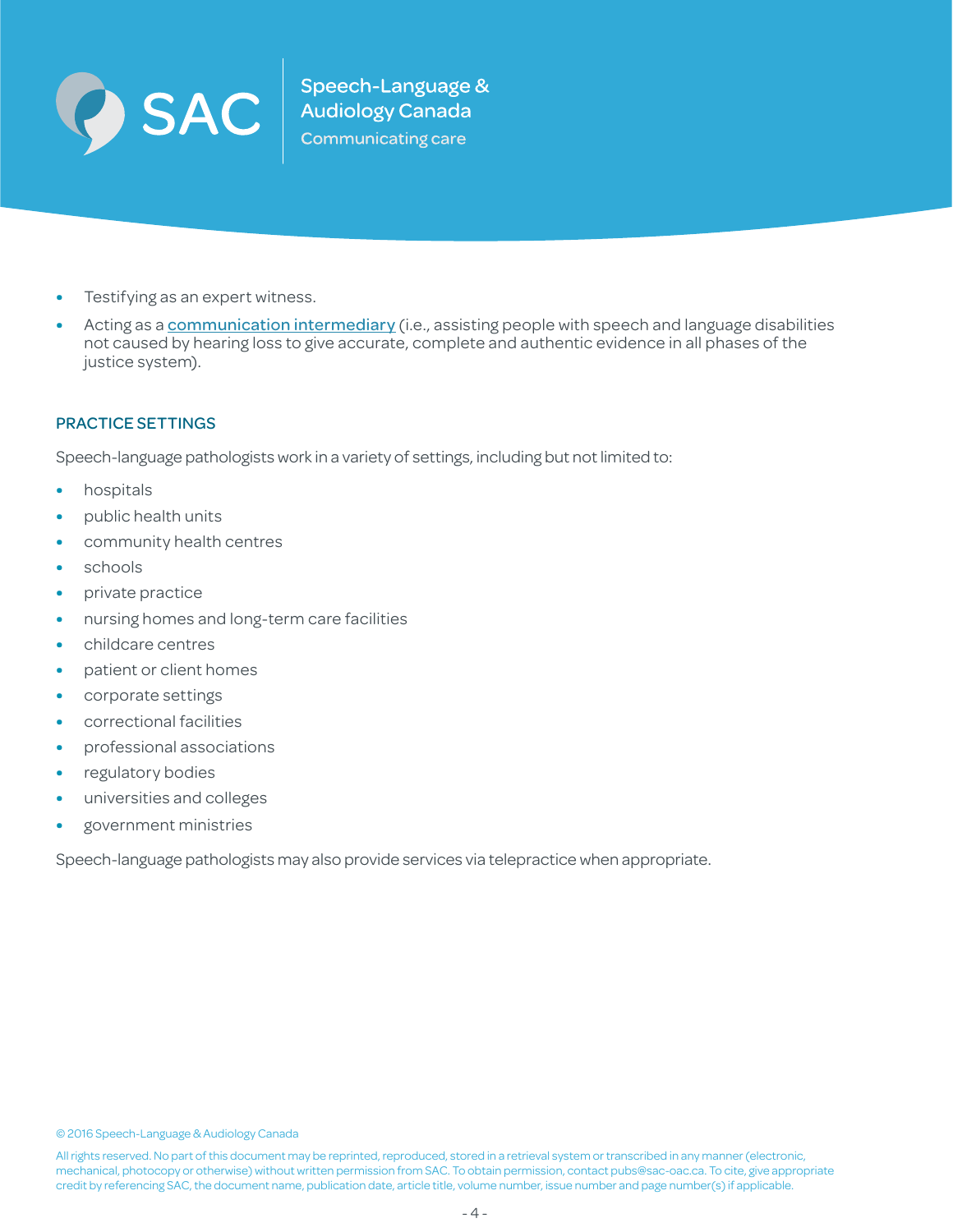- Testifying as an expert witness.
- Acting as a communication intermediary (i.e., assisting people with speech and language disabilities not caused by hearing loss to give accurate, complete and authentic evidence in all phases of the justice system).

## PRACTICE SETTINGS

Speech-language pathologists work in a variety of settings, including but not limited to:

- hospitals
- public health units
- community health centres
- schools
- private practice
- nursing homes and long-term care facilities
- childcare centres
- patient or client homes
- corporate settings
- correctional facilities
- professional associations
- regulatory bodies
- universities and colleges
- government ministries

Speech-language pathologists may also provide services via telepractice when appropriate.

© 2016 Speech-Language & Audiology Canada

All rights reserved. No part of this document may be reprinted, reproduced, stored in a retrieval system or transcribed in any manner (electronic, mechanical, photocopy or otherwise) without written permission from SAC. To obtain permission, contact pubs@sac-oac.ca. To cite, give appropriate credit by referencing SAC, the document name, publication date, article title, volume number, issue number and page number(s) if applicable.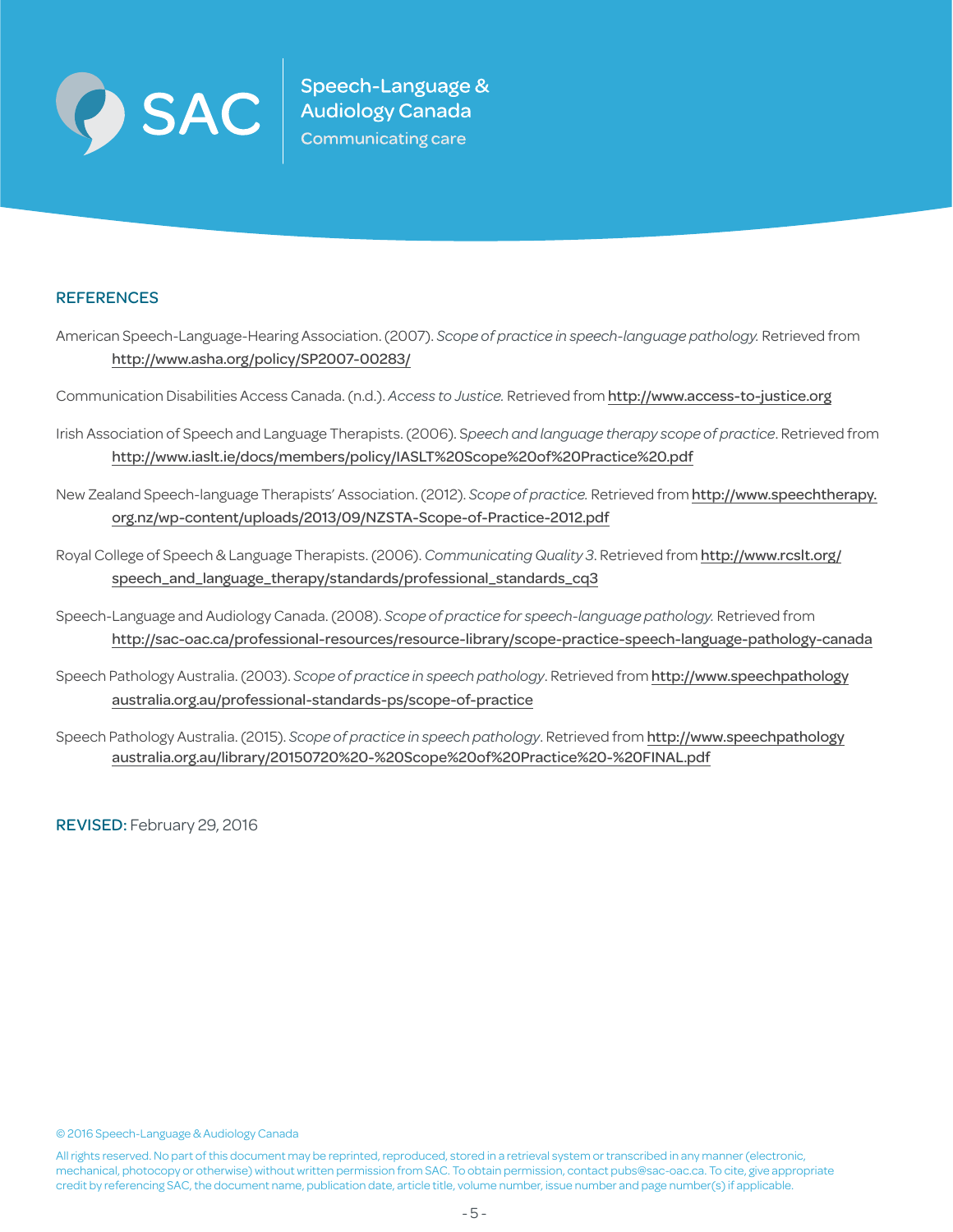## REFERENCES

American Speech-Language-Hearing Association. (2007). *Scope of practice in speech-language pathology.* Retrieved from http://www.asha.org/policy/SP2007-00283/

Communication Disabilities Access Canada. (n.d.). *Access to Justice.* Retrieved from http://www.access-to-justice.org

Irish Association of Speech and Language Therapists. (2006). S*peech and language therapy scope of practice*. Retrieved from http://www.iaslt.ie/docs/members/policy/IASLT%20Scope%20of%20Practice%20.pdf

New Zealand Speech-language Therapists' Association. (2012). *Scope of practice.* Retrieved from http://www.speechtherapy.org.nz/wp-content/uploads/2013/09/NZSTA-Scope-of-Practice-2012.pdf

Royal College of Speech & Language Therapists. (2006). *Communicating Quality 3*. Retrieved from http://www.rcslt.org/speech_and_language_therapy/standards/professional_standards_cq3

Speech-Language and Audiology Canada. (2008). *Scope of practice for speech-language pathology.* Retrieved from http://sac-oac.ca/professional-resources/resource-library/scope-practice-speech-language-pathology-canada

Speech Pathology Australia. (2003). *Scope of practice in speech pathology*. Retrieved from http://www.speechpathologyaustralia.org.au/professional-standards-ps/scope-of-practice

Speech Pathology Australia. (2015). *Scope of practice in speech pathology*. Retrieved from http://www.speechpathologyaustralia.org.au/library/20150720%20-%20Scope%20of%20Practice%20-%20FINAL.pdf

**REVISED:** February 29, 2016

© 2016 Speech-Language & Audiology Canada

All rights reserved. No part of this document may be reprinted, reproduced, stored in a retrieval system or transcribed in any manner (electronic, mechanical, photocopy or otherwise) without written permission from SAC. To obtain permission, contact pubs@sac-oac.ca. To cite, give appropriate credit by referencing SAC, the document name, publication date, article title, volume number, issue number and page number(s) if applicable.